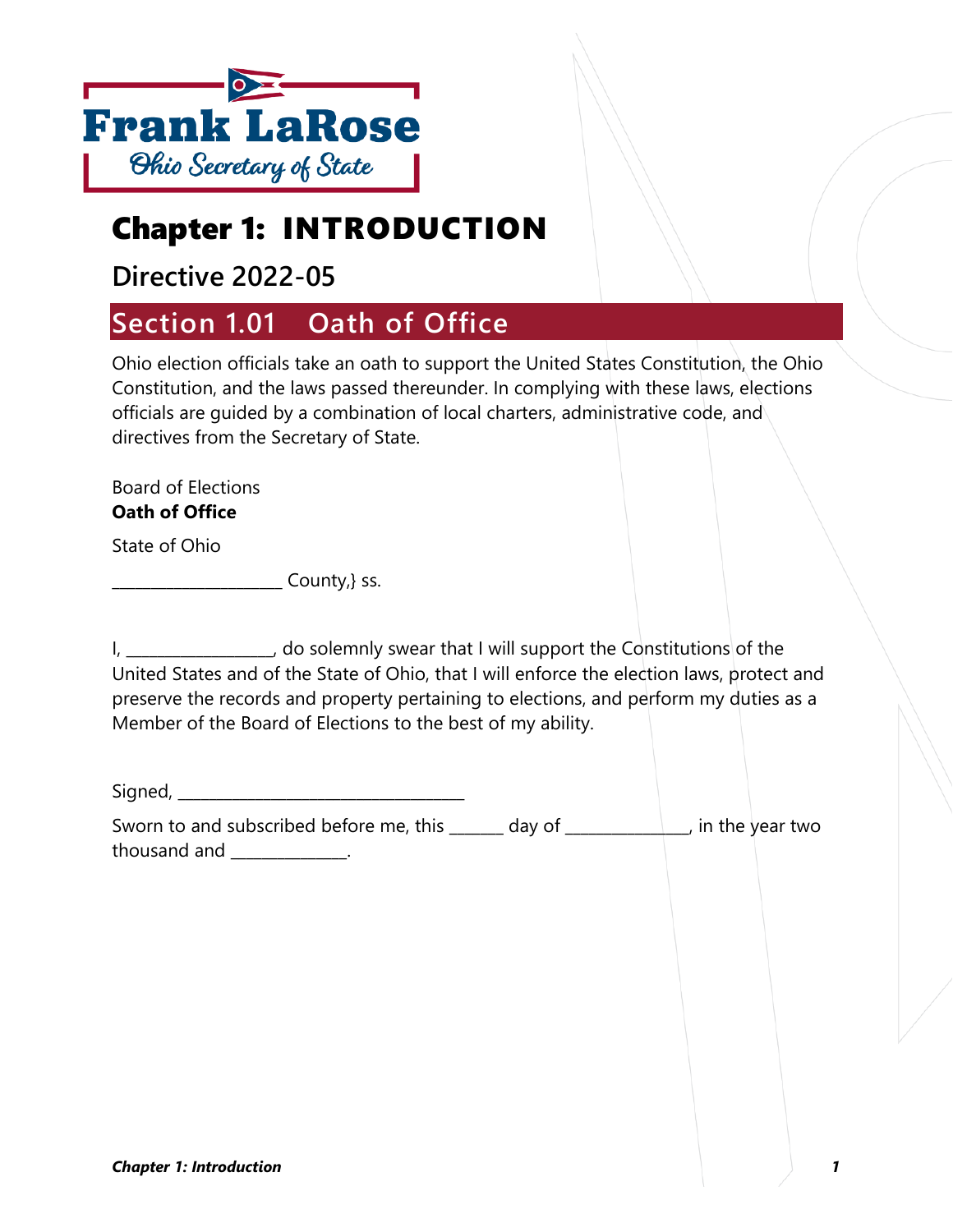Frank LaRose

Ohio Secretary of State

# Chapter 1: INTRODUCTION

## Directive 2022-05

## Section 1.01 Oath of Office

Ohio election officials take an oath to support the United States Constitution, the Ohio Constitution, and the laws passed thereunder. In complying with these laws, elections officials are guided by a combination of local charters, administrative code, and directives from the Secretary of State.

Board of Elections
**Oath of Office**

State of Ohio

____________________ County,} ss.

I, _________________, do solemnly swear that I will support the Constitutions of the United States and of the State of Ohio, that I will enforce the election laws, protect and preserve the records and property pertaining to elections, and perform my duties as a Member of the Board of Elections to the best of my ability.

Signed, _________________________________

Sworn to and subscribed before me, this ______ day of ______________, in the year two thousand and _____________.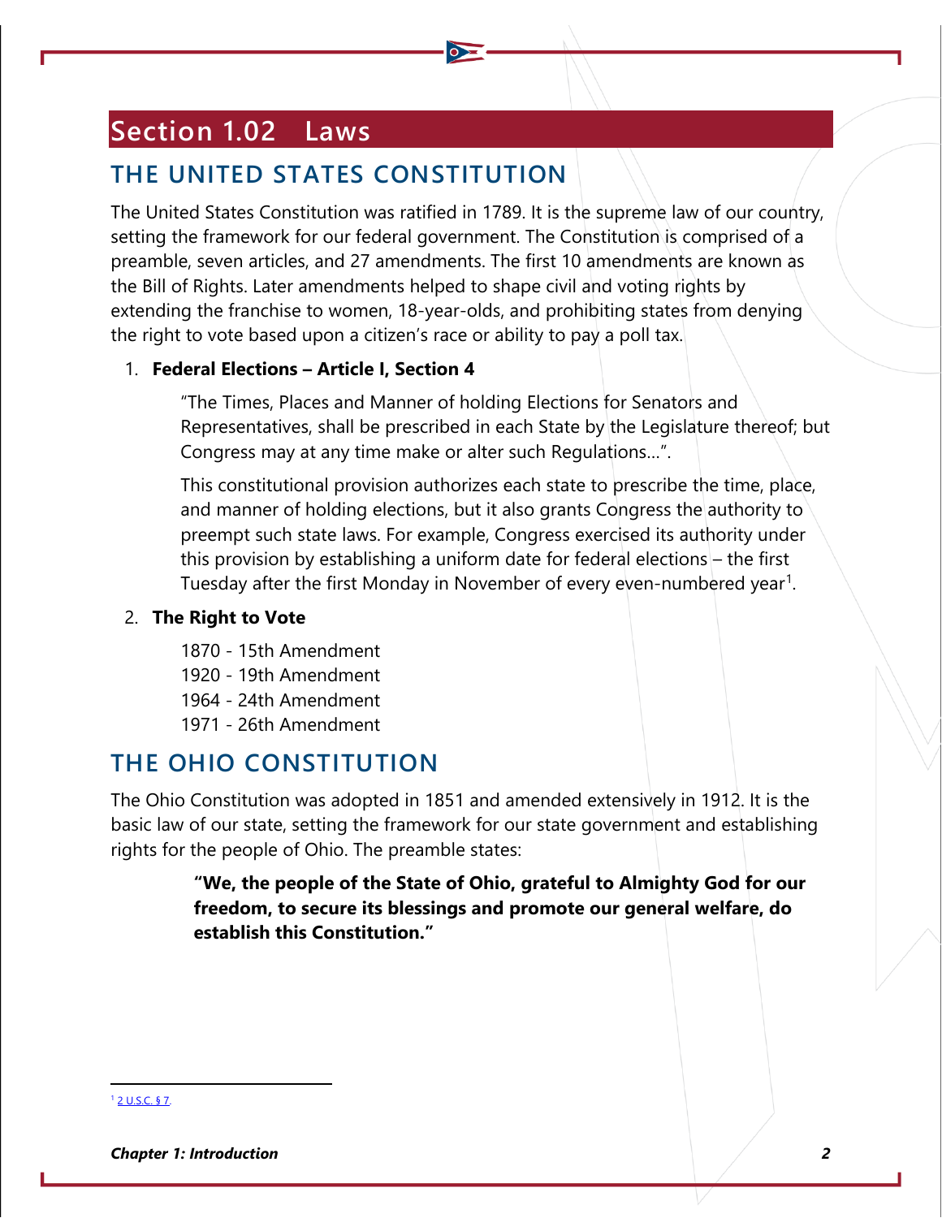# Section 1.02 Laws

## THE UNITED STATES CONSTITUTION

The United States Constitution was ratified in 1789. It is the supreme law of our country, setting the framework for our federal government. The Constitution is comprised of a preamble, seven articles, and 27 amendments. The first 10 amendments are known as the Bill of Rights. Later amendments helped to shape civil and voting rights by extending the franchise to women, 18-year-olds, and prohibiting states from denying the right to vote based upon a citizen's race or ability to pay a poll tax.

1. **Federal Elections – Article I, Section 4**

   "The Times, Places and Manner of holding Elections for Senators and Representatives, shall be prescribed in each State by the Legislature thereof; but Congress may at any time make or alter such Regulations…".

   This constitutional provision authorizes each state to prescribe the time, place, and manner of holding elections, but it also grants Congress the authority to preempt such state laws. For example, Congress exercised its authority under this provision by establishing a uniform date for federal elections – the first Tuesday after the first Monday in November of every even-numbered year[1].

2. **The Right to Vote**

   1870 - 15th Amendment
   1920 - 19th Amendment
   1964 - 24th Amendment
   1971 - 26th Amendment

## THE OHIO CONSTITUTION

The Ohio Constitution was adopted in 1851 and amended extensively in 1912. It is the basic law of our state, setting the framework for our state government and establishing rights for the people of Ohio. The preamble states:

> **"We, the people of the State of Ohio, grateful to Almighty God for our freedom, to secure its blessings and promote our general welfare, do establish this Constitution."**

---

[1] 2 U.S.C. § 7.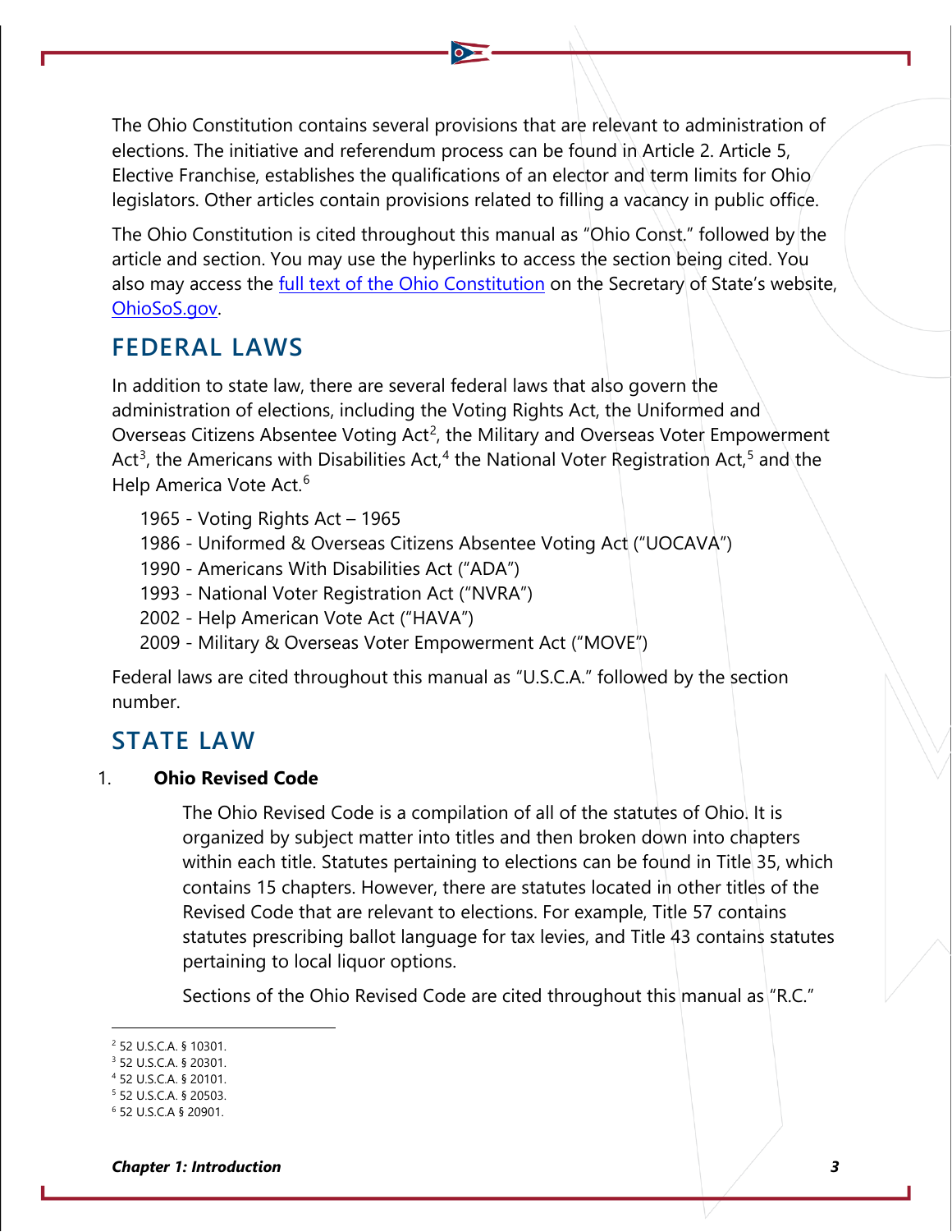The Ohio Constitution contains several provisions that are relevant to administration of elections. The initiative and referendum process can be found in Article 2. Article 5, Elective Franchise, establishes the qualifications of an elector and term limits for Ohio legislators. Other articles contain provisions related to filling a vacancy in public office.

The Ohio Constitution is cited throughout this manual as "Ohio Const." followed by the article and section. You may use the hyperlinks to access the section being cited. You also may access the full text of the Ohio Constitution on the Secretary of State's website, OhioSoS.gov.

## FEDERAL LAWS

In addition to state law, there are several federal laws that also govern the administration of elections, including the Voting Rights Act, the Uniformed and Overseas Citizens Absentee Voting Act[2], the Military and Overseas Voter Empowerment Act[3], the Americans with Disabilities Act,[4] the National Voter Registration Act,[5] and the Help America Vote Act.[6]

1965 - Voting Rights Act – 1965
1986 - Uniformed & Overseas Citizens Absentee Voting Act ("UOCAVA")
1990 - Americans With Disabilities Act ("ADA")
1993 - National Voter Registration Act ("NVRA")
2002 - Help American Vote Act ("HAVA")
2009 - Military & Overseas Voter Empowerment Act ("MOVE")

Federal laws are cited throughout this manual as "U.S.C.A." followed by the section number.

## STATE LAW

1. **Ohio Revised Code**

   The Ohio Revised Code is a compilation of all of the statutes of Ohio. It is organized by subject matter into titles and then broken down into chapters within each title. Statutes pertaining to elections can be found in Title 35, which contains 15 chapters. However, there are statutes located in other titles of the Revised Code that are relevant to elections. For example, Title 57 contains statutes prescribing ballot language for tax levies, and Title 43 contains statutes pertaining to local liquor options.

   Sections of the Ohio Revised Code are cited throughout this manual as "R.C."

---

[2] 52 U.S.C.A. § 10301.
[3] 52 U.S.C.A. § 20301.
[4] 52 U.S.C.A. § 20101.
[5] 52 U.S.C.A. § 20503.
[6] 52 U.S.C.A § 20901.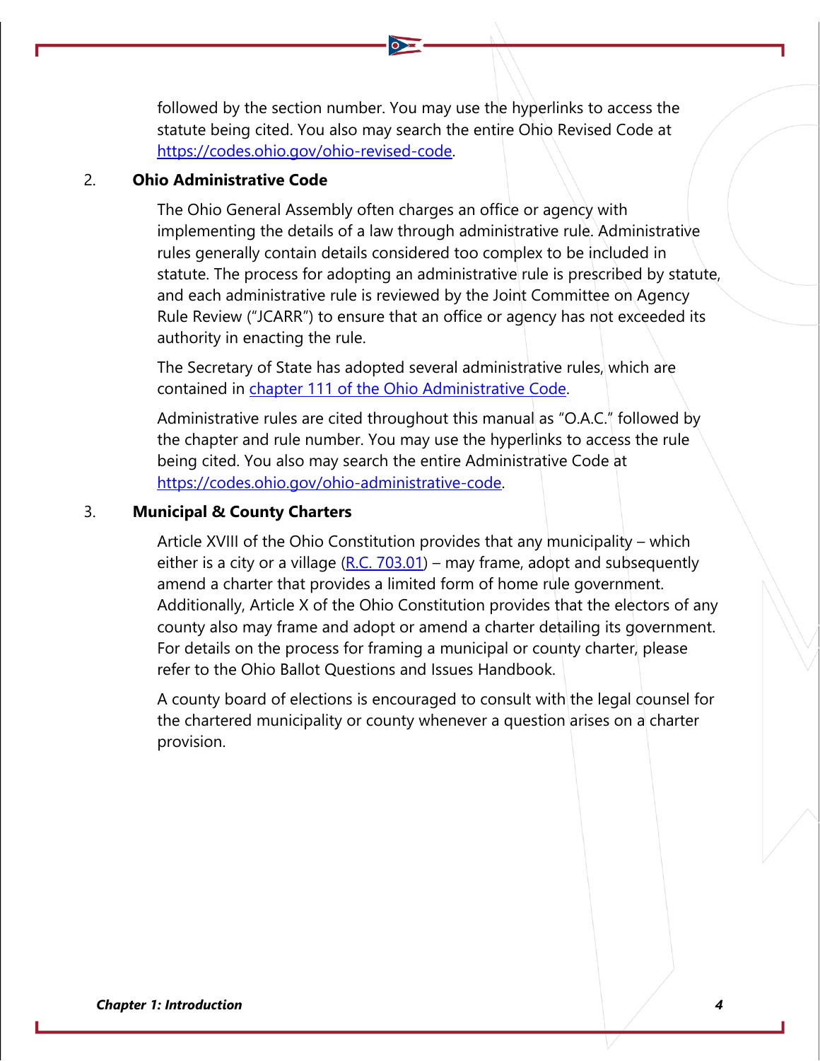followed by the section number. You may use the hyperlinks to access the statute being cited. You also may search the entire Ohio Revised Code at [https://codes.ohio.gov/ohio-revised-code](https://codes.ohio.gov/ohio-revised-code).

### 2. Ohio Administrative Code

The Ohio General Assembly often charges an office or agency with implementing the details of a law through administrative rule. Administrative rules generally contain details considered too complex to be included in statute. The process for adopting an administrative rule is prescribed by statute, and each administrative rule is reviewed by the Joint Committee on Agency Rule Review ("JCARR") to ensure that an office or agency has not exceeded its authority in enacting the rule.

The Secretary of State has adopted several administrative rules, which are contained in chapter 111 of the Ohio Administrative Code.

Administrative rules are cited throughout this manual as "O.A.C." followed by the chapter and rule number. You may use the hyperlinks to access the rule being cited. You also may search the entire Administrative Code at [https://codes.ohio.gov/ohio-administrative-code](https://codes.ohio.gov/ohio-administrative-code).

### 3. Municipal & County Charters

Article XVIII of the Ohio Constitution provides that any municipality – which either is a city or a village (R.C. 703.01) – may frame, adopt and subsequently amend a charter that provides a limited form of home rule government. Additionally, Article X of the Ohio Constitution provides that the electors of any county also may frame and adopt or amend a charter detailing its government. For details on the process for framing a municipal or county charter, please refer to the Ohio Ballot Questions and Issues Handbook.

A county board of elections is encouraged to consult with the legal counsel for the chartered municipality or county whenever a question arises on a charter provision.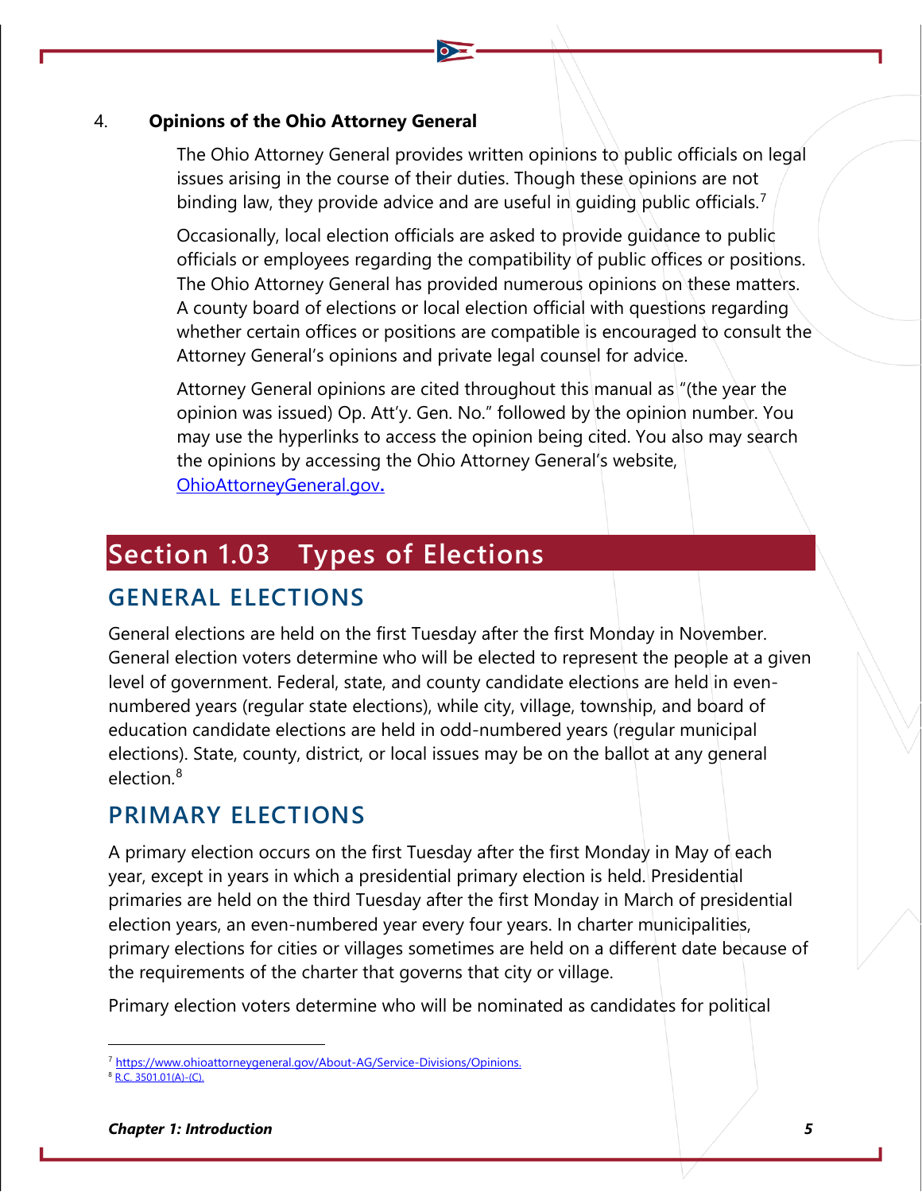4. **Opinions of the Ohio Attorney General**

The Ohio Attorney General provides written opinions to public officials on legal issues arising in the course of their duties. Though these opinions are not binding law, they provide advice and are useful in guiding public officials.[7]

Occasionally, local election officials are asked to provide guidance to public officials or employees regarding the compatibility of public offices or positions. The Ohio Attorney General has provided numerous opinions on these matters. A county board of elections or local election official with questions regarding whether certain offices or positions are compatible is encouraged to consult the Attorney General's opinions and private legal counsel for advice.

Attorney General opinions are cited throughout this manual as "(the year the opinion was issued) Op. Att'y. Gen. No." followed by the opinion number. You may use the hyperlinks to access the opinion being cited. You also may search the opinions by accessing the Ohio Attorney General's website, OhioAttorneyGeneral.gov**.**

## Section 1.03 Types of Elections

### GENERAL ELECTIONS

General elections are held on the first Tuesday after the first Monday in November. General election voters determine who will be elected to represent the people at a given level of government. Federal, state, and county candidate elections are held in even-numbered years (regular state elections), while city, village, township, and board of education candidate elections are held in odd-numbered years (regular municipal elections). State, county, district, or local issues may be on the ballot at any general election.[8]

### PRIMARY ELECTIONS

A primary election occurs on the first Tuesday after the first Monday in May of each year, except in years in which a presidential primary election is held. Presidential primaries are held on the third Tuesday after the first Monday in March of presidential election years, an even-numbered year every four years. In charter municipalities, primary elections for cities or villages sometimes are held on a different date because of the requirements of the charter that governs that city or village.

Primary election voters determine who will be nominated as candidates for political

---

[7] https://www.ohioattorneygeneral.gov/About-AG/Service-Divisions/Opinions.

[8] R.C. 3501.01(A)-(C).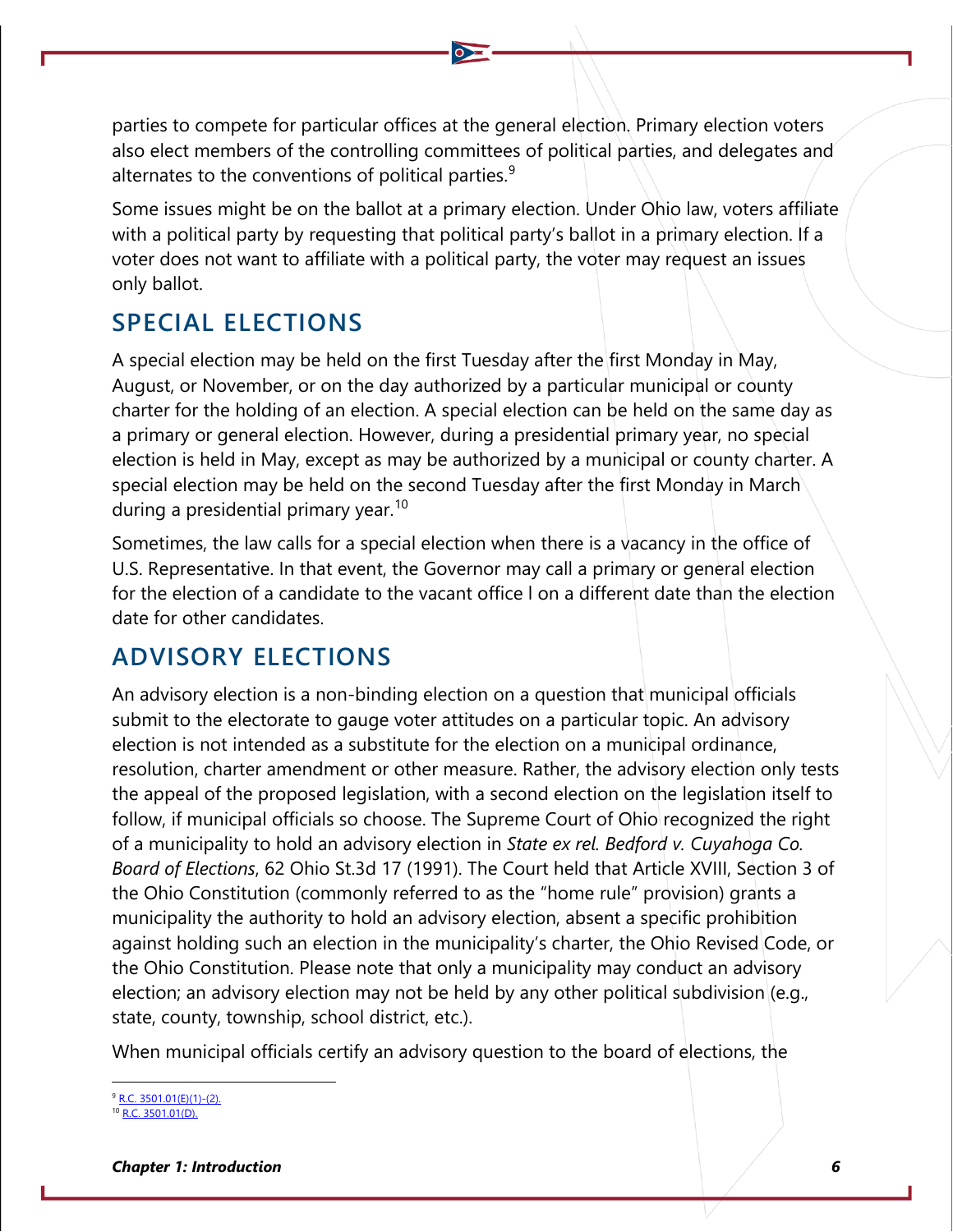parties to compete for particular offices at the general election. Primary election voters also elect members of the controlling committees of political parties, and delegates and alternates to the conventions of political parties.[9]

Some issues might be on the ballot at a primary election. Under Ohio law, voters affiliate with a political party by requesting that political party's ballot in a primary election. If a voter does not want to affiliate with a political party, the voter may request an issues only ballot.

## SPECIAL ELECTIONS

A special election may be held on the first Tuesday after the first Monday in May, August, or November, or on the day authorized by a particular municipal or county charter for the holding of an election. A special election can be held on the same day as a primary or general election. However, during a presidential primary year, no special election is held in May, except as may be authorized by a municipal or county charter. A special election may be held on the second Tuesday after the first Monday in March during a presidential primary year.[10]

Sometimes, the law calls for a special election when there is a vacancy in the office of U.S. Representative. In that event, the Governor may call a primary or general election for the election of a candidate to the vacant office l on a different date than the election date for other candidates.

## ADVISORY ELECTIONS

An advisory election is a non-binding election on a question that municipal officials submit to the electorate to gauge voter attitudes on a particular topic. An advisory election is not intended as a substitute for the election on a municipal ordinance, resolution, charter amendment or other measure. Rather, the advisory election only tests the appeal of the proposed legislation, with a second election on the legislation itself to follow, if municipal officials so choose. The Supreme Court of Ohio recognized the right of a municipality to hold an advisory election in *State ex rel. Bedford v. Cuyahoga Co. Board of Elections*, 62 Ohio St.3d 17 (1991). The Court held that Article XVIII, Section 3 of the Ohio Constitution (commonly referred to as the "home rule" provision) grants a municipality the authority to hold an advisory election, absent a specific prohibition against holding such an election in the municipality's charter, the Ohio Revised Code, or the Ohio Constitution. Please note that only a municipality may conduct an advisory election; an advisory election may not be held by any other political subdivision (e.g., state, county, township, school district, etc.).

When municipal officials certify an advisory question to the board of elections, the

---

[9] R.C. 3501.01(E)(1)-(2).

[10] R.C. 3501.01(D).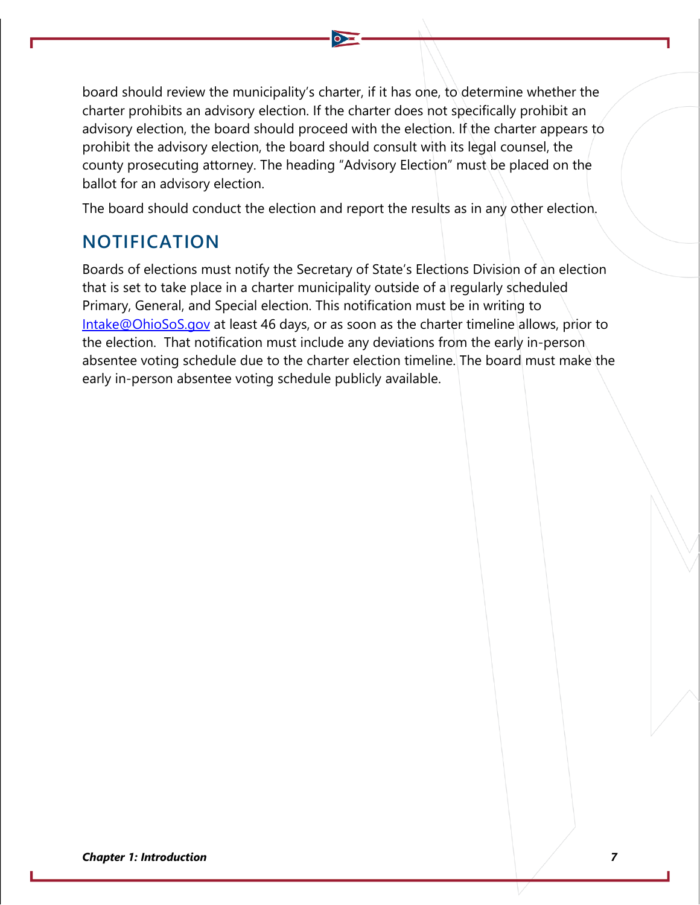board should review the municipality's charter, if it has one, to determine whether the charter prohibits an advisory election. If the charter does not specifically prohibit an advisory election, the board should proceed with the election. If the charter appears to prohibit the advisory election, the board should consult with its legal counsel, the county prosecuting attorney. The heading "Advisory Election" must be placed on the ballot for an advisory election.

The board should conduct the election and report the results as in any other election.

## NOTIFICATION

Boards of elections must notify the Secretary of State's Elections Division of an election that is set to take place in a charter municipality outside of a regularly scheduled Primary, General, and Special election. This notification must be in writing to [Intake@OhioSoS.gov](mailto:Intake@OhioSoS.gov) at least 46 days, or as soon as the charter timeline allows, prior to the election. That notification must include any deviations from the early in-person absentee voting schedule due to the charter election timeline. The board must make the early in-person absentee voting schedule publicly available.